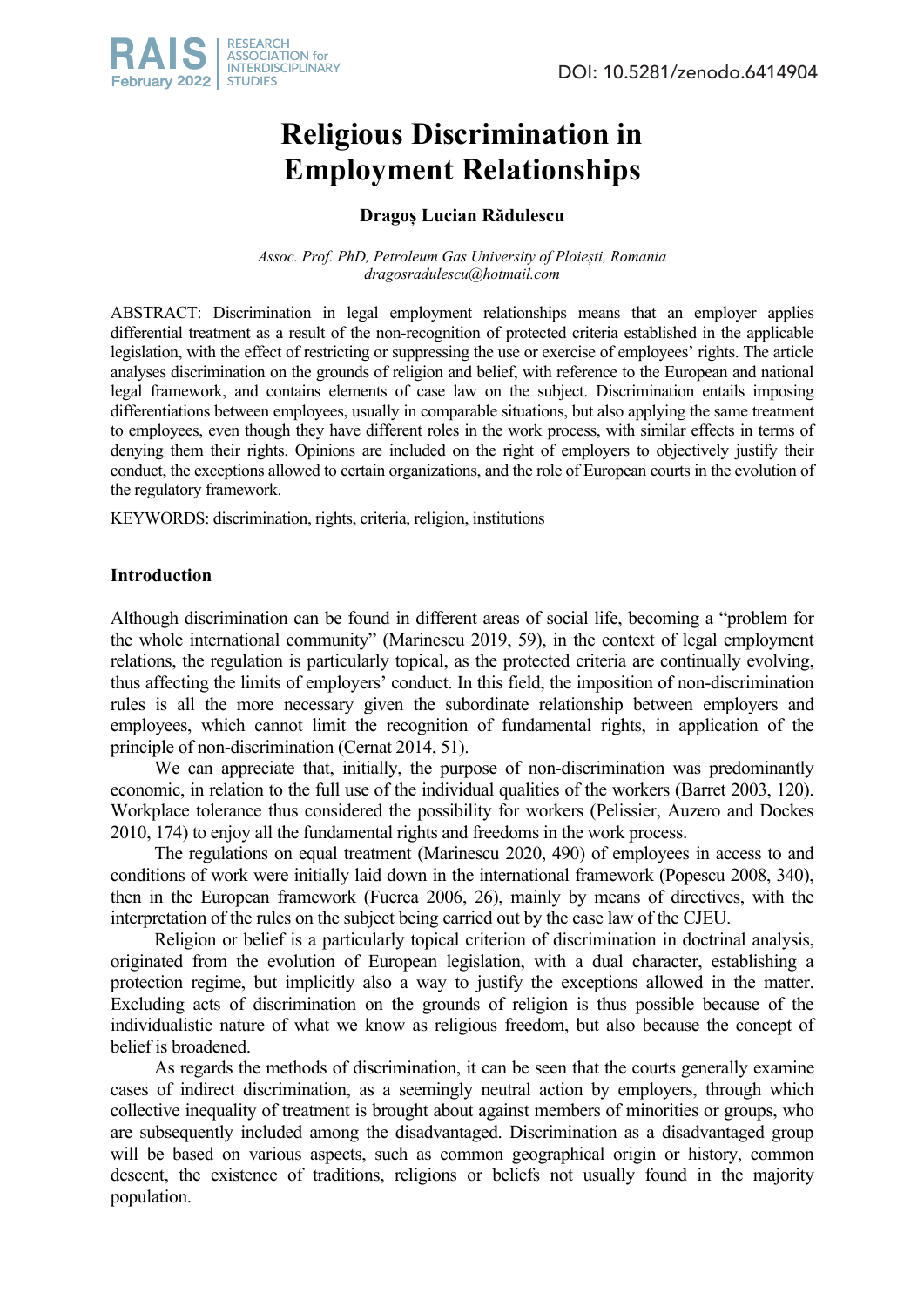# Religious Discrimination in Employment Relationships

**Dragoș Lucian Rădulescu**

*Assoc. Prof. PhD, Petroleum Gas University of Ploiești, Romania*
*dragosradulescu@hotmail.com*

ABSTRACT: Discrimination in legal employment relationships means that an employer applies differential treatment as a result of the non-recognition of protected criteria established in the applicable legislation, with the effect of restricting or suppressing the use or exercise of employees' rights. The article analyses discrimination on the grounds of religion and belief, with reference to the European and national legal framework, and contains elements of case law on the subject. Discrimination entails imposing differentiations between employees, usually in comparable situations, but also applying the same treatment to employees, even though they have different roles in the work process, with similar effects in terms of denying them their rights. Opinions are included on the right of employers to objectively justify their conduct, the exceptions allowed to certain organizations, and the role of European courts in the evolution of the regulatory framework.

KEYWORDS: discrimination, rights, criteria, religion, institutions

## Introduction

Although discrimination can be found in different areas of social life, becoming a "problem for the whole international community" (Marinescu 2019, 59), in the context of legal employment relations, the regulation is particularly topical, as the protected criteria are continually evolving, thus affecting the limits of employers' conduct. In this field, the imposition of non-discrimination rules is all the more necessary given the subordinate relationship between employers and employees, which cannot limit the recognition of fundamental rights, in application of the principle of non-discrimination (Cernat 2014, 51).

We can appreciate that, initially, the purpose of non-discrimination was predominantly economic, in relation to the full use of the individual qualities of the workers (Barret 2003, 120). Workplace tolerance thus considered the possibility for workers (Pelissier, Auzero and Dockes 2010, 174) to enjoy all the fundamental rights and freedoms in the work process.

The regulations on equal treatment (Marinescu 2020, 490) of employees in access to and conditions of work were initially laid down in the international framework (Popescu 2008, 340), then in the European framework (Fuerea 2006, 26), mainly by means of directives, with the interpretation of the rules on the subject being carried out by the case law of the CJEU.

Religion or belief is a particularly topical criterion of discrimination in doctrinal analysis, originated from the evolution of European legislation, with a dual character, establishing a protection regime, but implicitly also a way to justify the exceptions allowed in the matter. Excluding acts of discrimination on the grounds of religion is thus possible because of the individualistic nature of what we know as religious freedom, but also because the concept of belief is broadened.

As regards the methods of discrimination, it can be seen that the courts generally examine cases of indirect discrimination, as a seemingly neutral action by employers, through which collective inequality of treatment is brought about against members of minorities or groups, who are subsequently included among the disadvantaged. Discrimination as a disadvantaged group will be based on various aspects, such as common geographical origin or history, common descent, the existence of traditions, religions or beliefs not usually found in the majority population.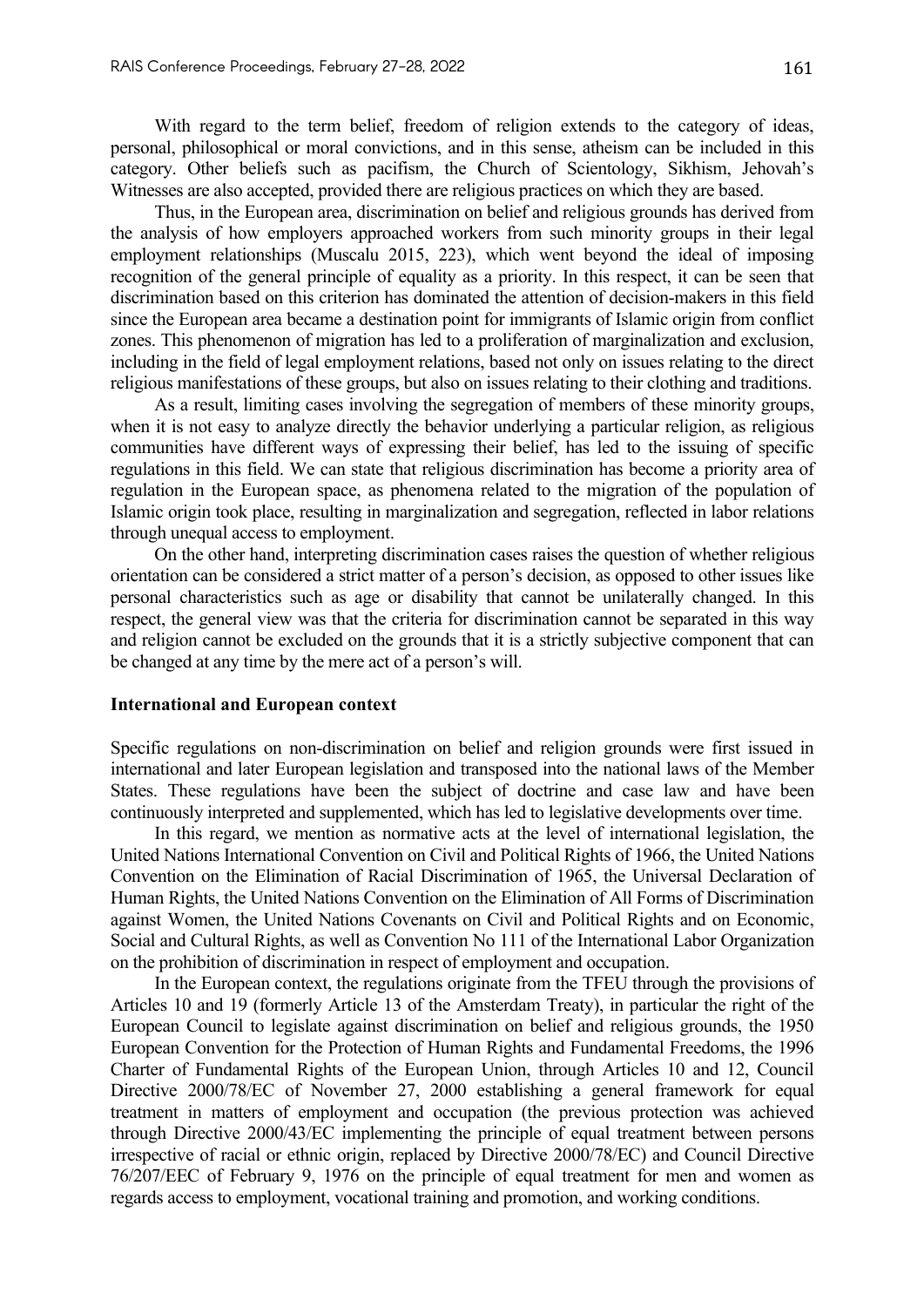With regard to the term belief, freedom of religion extends to the category of ideas, personal, philosophical or moral convictions, and in this sense, atheism can be included in this category. Other beliefs such as pacifism, the Church of Scientology, Sikhism, Jehovah's Witnesses are also accepted, provided there are religious practices on which they are based.

Thus, in the European area, discrimination on belief and religious grounds has derived from the analysis of how employers approached workers from such minority groups in their legal employment relationships (Muscalu 2015, 223), which went beyond the ideal of imposing recognition of the general principle of equality as a priority. In this respect, it can be seen that discrimination based on this criterion has dominated the attention of decision-makers in this field since the European area became a destination point for immigrants of Islamic origin from conflict zones. This phenomenon of migration has led to a proliferation of marginalization and exclusion, including in the field of legal employment relations, based not only on issues relating to the direct religious manifestations of these groups, but also on issues relating to their clothing and traditions.

As a result, limiting cases involving the segregation of members of these minority groups, when it is not easy to analyze directly the behavior underlying a particular religion, as religious communities have different ways of expressing their belief, has led to the issuing of specific regulations in this field. We can state that religious discrimination has become a priority area of regulation in the European space, as phenomena related to the migration of the population of Islamic origin took place, resulting in marginalization and segregation, reflected in labor relations through unequal access to employment.

On the other hand, interpreting discrimination cases raises the question of whether religious orientation can be considered a strict matter of a person's decision, as opposed to other issues like personal characteristics such as age or disability that cannot be unilaterally changed. In this respect, the general view was that the criteria for discrimination cannot be separated in this way and religion cannot be excluded on the grounds that it is a strictly subjective component that can be changed at any time by the mere act of a person's will.

## International and European context

Specific regulations on non-discrimination on belief and religion grounds were first issued in international and later European legislation and transposed into the national laws of the Member States. These regulations have been the subject of doctrine and case law and have been continuously interpreted and supplemented, which has led to legislative developments over time.

In this regard, we mention as normative acts at the level of international legislation, the United Nations International Convention on Civil and Political Rights of 1966, the United Nations Convention on the Elimination of Racial Discrimination of 1965, the Universal Declaration of Human Rights, the United Nations Convention on the Elimination of All Forms of Discrimination against Women, the United Nations Covenants on Civil and Political Rights and on Economic, Social and Cultural Rights, as well as Convention No 111 of the International Labor Organization on the prohibition of discrimination in respect of employment and occupation.

In the European context, the regulations originate from the TFEU through the provisions of Articles 10 and 19 (formerly Article 13 of the Amsterdam Treaty), in particular the right of the European Council to legislate against discrimination on belief and religious grounds, the 1950 European Convention for the Protection of Human Rights and Fundamental Freedoms, the 1996 Charter of Fundamental Rights of the European Union, through Articles 10 and 12, Council Directive 2000/78/EC of November 27, 2000 establishing a general framework for equal treatment in matters of employment and occupation (the previous protection was achieved through Directive 2000/43/EC implementing the principle of equal treatment between persons irrespective of racial or ethnic origin, replaced by Directive 2000/78/EC) and Council Directive 76/207/EEC of February 9, 1976 on the principle of equal treatment for men and women as regards access to employment, vocational training and promotion, and working conditions.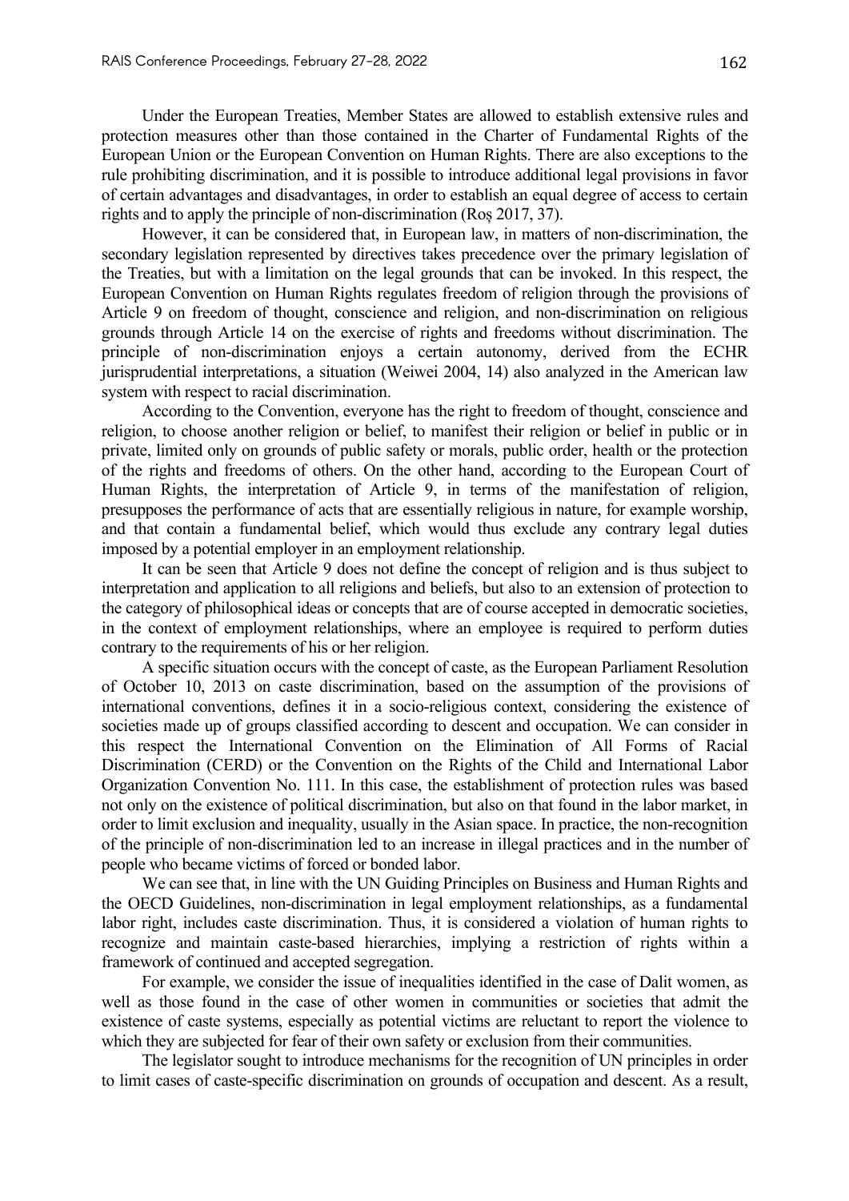Under the European Treaties, Member States are allowed to establish extensive rules and protection measures other than those contained in the Charter of Fundamental Rights of the European Union or the European Convention on Human Rights. There are also exceptions to the rule prohibiting discrimination, and it is possible to introduce additional legal provisions in favor of certain advantages and disadvantages, in order to establish an equal degree of access to certain rights and to apply the principle of non-discrimination (Roș 2017, 37).

However, it can be considered that, in European law, in matters of non-discrimination, the secondary legislation represented by directives takes precedence over the primary legislation of the Treaties, but with a limitation on the legal grounds that can be invoked. In this respect, the European Convention on Human Rights regulates freedom of religion through the provisions of Article 9 on freedom of thought, conscience and religion, and non-discrimination on religious grounds through Article 14 on the exercise of rights and freedoms without discrimination. The principle of non-discrimination enjoys a certain autonomy, derived from the ECHR jurisprudential interpretations, a situation (Weiwei 2004, 14) also analyzed in the American law system with respect to racial discrimination.

According to the Convention, everyone has the right to freedom of thought, conscience and religion, to choose another religion or belief, to manifest their religion or belief in public or in private, limited only on grounds of public safety or morals, public order, health or the protection of the rights and freedoms of others. On the other hand, according to the European Court of Human Rights, the interpretation of Article 9, in terms of the manifestation of religion, presupposes the performance of acts that are essentially religious in nature, for example worship, and that contain a fundamental belief, which would thus exclude any contrary legal duties imposed by a potential employer in an employment relationship.

It can be seen that Article 9 does not define the concept of religion and is thus subject to interpretation and application to all religions and beliefs, but also to an extension of protection to the category of philosophical ideas or concepts that are of course accepted in democratic societies, in the context of employment relationships, where an employee is required to perform duties contrary to the requirements of his or her religion.

A specific situation occurs with the concept of caste, as the European Parliament Resolution of October 10, 2013 on caste discrimination, based on the assumption of the provisions of international conventions, defines it in a socio-religious context, considering the existence of societies made up of groups classified according to descent and occupation. We can consider in this respect the International Convention on the Elimination of All Forms of Racial Discrimination (CERD) or the Convention on the Rights of the Child and International Labor Organization Convention No. 111. In this case, the establishment of protection rules was based not only on the existence of political discrimination, but also on that found in the labor market, in order to limit exclusion and inequality, usually in the Asian space. In practice, the non-recognition of the principle of non-discrimination led to an increase in illegal practices and in the number of people who became victims of forced or bonded labor.

We can see that, in line with the UN Guiding Principles on Business and Human Rights and the OECD Guidelines, non-discrimination in legal employment relationships, as a fundamental labor right, includes caste discrimination. Thus, it is considered a violation of human rights to recognize and maintain caste-based hierarchies, implying a restriction of rights within a framework of continued and accepted segregation.

For example, we consider the issue of inequalities identified in the case of Dalit women, as well as those found in the case of other women in communities or societies that admit the existence of caste systems, especially as potential victims are reluctant to report the violence to which they are subjected for fear of their own safety or exclusion from their communities.

The legislator sought to introduce mechanisms for the recognition of UN principles in order to limit cases of caste-specific discrimination on grounds of occupation and descent. As a result,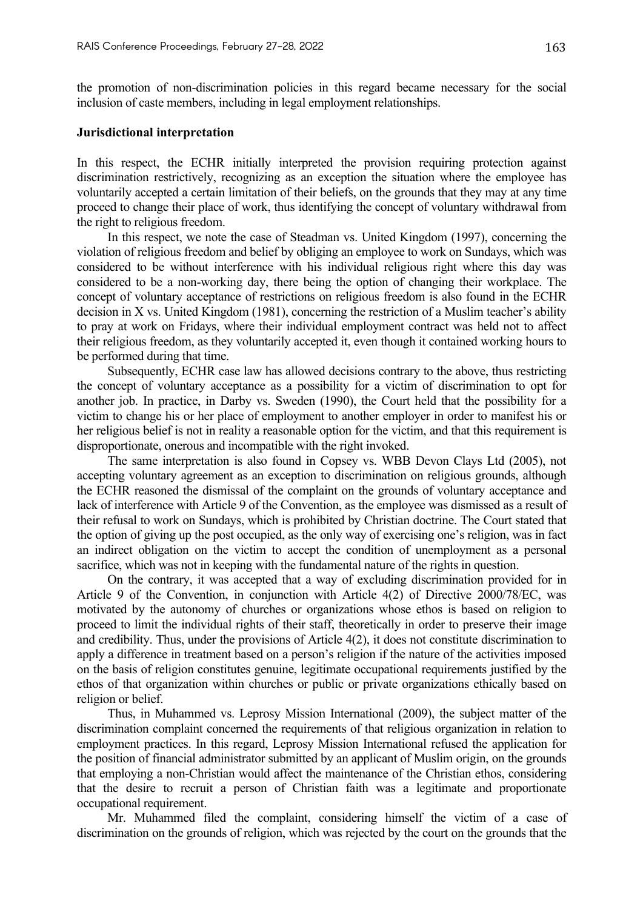the promotion of non-discrimination policies in this regard became necessary for the social inclusion of caste members, including in legal employment relationships.

**Jurisdictional interpretation**

In this respect, the ECHR initially interpreted the provision requiring protection against discrimination restrictively, recognizing as an exception the situation where the employee has voluntarily accepted a certain limitation of their beliefs, on the grounds that they may at any time proceed to change their place of work, thus identifying the concept of voluntary withdrawal from the right to religious freedom.

In this respect, we note the case of Steadman vs. United Kingdom (1997), concerning the violation of religious freedom and belief by obliging an employee to work on Sundays, which was considered to be without interference with his individual religious right where this day was considered to be a non-working day, there being the option of changing their workplace. The concept of voluntary acceptance of restrictions on religious freedom is also found in the ECHR decision in X vs. United Kingdom (1981), concerning the restriction of a Muslim teacher's ability to pray at work on Fridays, where their individual employment contract was held not to affect their religious freedom, as they voluntarily accepted it, even though it contained working hours to be performed during that time.

Subsequently, ECHR case law has allowed decisions contrary to the above, thus restricting the concept of voluntary acceptance as a possibility for a victim of discrimination to opt for another job. In practice, in Darby vs. Sweden (1990), the Court held that the possibility for a victim to change his or her place of employment to another employer in order to manifest his or her religious belief is not in reality a reasonable option for the victim, and that this requirement is disproportionate, onerous and incompatible with the right invoked.

The same interpretation is also found in Copsey vs. WBB Devon Clays Ltd (2005), not accepting voluntary agreement as an exception to discrimination on religious grounds, although the ECHR reasoned the dismissal of the complaint on the grounds of voluntary acceptance and lack of interference with Article 9 of the Convention, as the employee was dismissed as a result of their refusal to work on Sundays, which is prohibited by Christian doctrine. The Court stated that the option of giving up the post occupied, as the only way of exercising one's religion, was in fact an indirect obligation on the victim to accept the condition of unemployment as a personal sacrifice, which was not in keeping with the fundamental nature of the rights in question.

On the contrary, it was accepted that a way of excluding discrimination provided for in Article 9 of the Convention, in conjunction with Article 4(2) of Directive 2000/78/EC, was motivated by the autonomy of churches or organizations whose ethos is based on religion to proceed to limit the individual rights of their staff, theoretically in order to preserve their image and credibility. Thus, under the provisions of Article 4(2), it does not constitute discrimination to apply a difference in treatment based on a person's religion if the nature of the activities imposed on the basis of religion constitutes genuine, legitimate occupational requirements justified by the ethos of that organization within churches or public or private organizations ethically based on religion or belief.

Thus, in Muhammed vs. Leprosy Mission International (2009), the subject matter of the discrimination complaint concerned the requirements of that religious organization in relation to employment practices. In this regard, Leprosy Mission International refused the application for the position of financial administrator submitted by an applicant of Muslim origin, on the grounds that employing a non-Christian would affect the maintenance of the Christian ethos, considering that the desire to recruit a person of Christian faith was a legitimate and proportionate occupational requirement.

Mr. Muhammed filed the complaint, considering himself the victim of a case of discrimination on the grounds of religion, which was rejected by the court on the grounds that the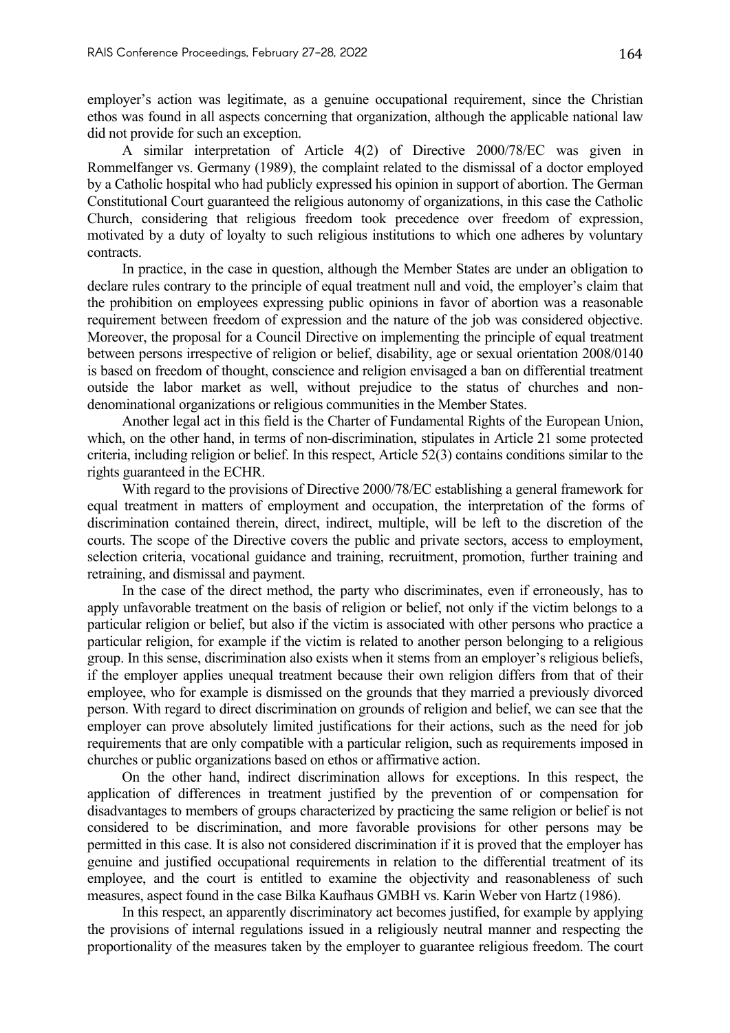employer's action was legitimate, as a genuine occupational requirement, since the Christian ethos was found in all aspects concerning that organization, although the applicable national law did not provide for such an exception.

A similar interpretation of Article 4(2) of Directive 2000/78/EC was given in Rommelfanger vs. Germany (1989), the complaint related to the dismissal of a doctor employed by a Catholic hospital who had publicly expressed his opinion in support of abortion. The German Constitutional Court guaranteed the religious autonomy of organizations, in this case the Catholic Church, considering that religious freedom took precedence over freedom of expression, motivated by a duty of loyalty to such religious institutions to which one adheres by voluntary contracts.

In practice, in the case in question, although the Member States are under an obligation to declare rules contrary to the principle of equal treatment null and void, the employer's claim that the prohibition on employees expressing public opinions in favor of abortion was a reasonable requirement between freedom of expression and the nature of the job was considered objective. Moreover, the proposal for a Council Directive on implementing the principle of equal treatment between persons irrespective of religion or belief, disability, age or sexual orientation 2008/0140 is based on freedom of thought, conscience and religion envisaged a ban on differential treatment outside the labor market as well, without prejudice to the status of churches and non-denominational organizations or religious communities in the Member States.

Another legal act in this field is the Charter of Fundamental Rights of the European Union, which, on the other hand, in terms of non-discrimination, stipulates in Article 21 some protected criteria, including religion or belief. In this respect, Article 52(3) contains conditions similar to the rights guaranteed in the ECHR.

With regard to the provisions of Directive 2000/78/EC establishing a general framework for equal treatment in matters of employment and occupation, the interpretation of the forms of discrimination contained therein, direct, indirect, multiple, will be left to the discretion of the courts. The scope of the Directive covers the public and private sectors, access to employment, selection criteria, vocational guidance and training, recruitment, promotion, further training and retraining, and dismissal and payment.

In the case of the direct method, the party who discriminates, even if erroneously, has to apply unfavorable treatment on the basis of religion or belief, not only if the victim belongs to a particular religion or belief, but also if the victim is associated with other persons who practice a particular religion, for example if the victim is related to another person belonging to a religious group. In this sense, discrimination also exists when it stems from an employer's religious beliefs, if the employer applies unequal treatment because their own religion differs from that of their employee, who for example is dismissed on the grounds that they married a previously divorced person. With regard to direct discrimination on grounds of religion and belief, we can see that the employer can prove absolutely limited justifications for their actions, such as the need for job requirements that are only compatible with a particular religion, such as requirements imposed in churches or public organizations based on ethos or affirmative action.

On the other hand, indirect discrimination allows for exceptions. In this respect, the application of differences in treatment justified by the prevention of or compensation for disadvantages to members of groups characterized by practicing the same religion or belief is not considered to be discrimination, and more favorable provisions for other persons may be permitted in this case. It is also not considered discrimination if it is proved that the employer has genuine and justified occupational requirements in relation to the differential treatment of its employee, and the court is entitled to examine the objectivity and reasonableness of such measures, aspect found in the case Bilka Kaufhaus GMBH vs. Karin Weber von Hartz (1986).

In this respect, an apparently discriminatory act becomes justified, for example by applying the provisions of internal regulations issued in a religiously neutral manner and respecting the proportionality of the measures taken by the employer to guarantee religious freedom. The court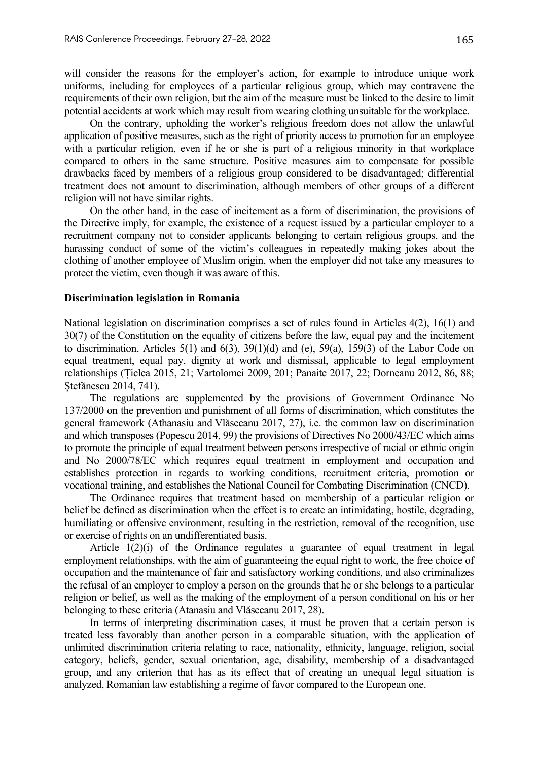will consider the reasons for the employer's action, for example to introduce unique work uniforms, including for employees of a particular religious group, which may contravene the requirements of their own religion, but the aim of the measure must be linked to the desire to limit potential accidents at work which may result from wearing clothing unsuitable for the workplace.

On the contrary, upholding the worker's religious freedom does not allow the unlawful application of positive measures, such as the right of priority access to promotion for an employee with a particular religion, even if he or she is part of a religious minority in that workplace compared to others in the same structure. Positive measures aim to compensate for possible drawbacks faced by members of a religious group considered to be disadvantaged; differential treatment does not amount to discrimination, although members of other groups of a different religion will not have similar rights.

On the other hand, in the case of incitement as a form of discrimination, the provisions of the Directive imply, for example, the existence of a request issued by a particular employer to a recruitment company not to consider applicants belonging to certain religious groups, and the harassing conduct of some of the victim's colleagues in repeatedly making jokes about the clothing of another employee of Muslim origin, when the employer did not take any measures to protect the victim, even though it was aware of this.

**Discrimination legislation in Romania**

National legislation on discrimination comprises a set of rules found in Articles 4(2), 16(1) and 30(7) of the Constitution on the equality of citizens before the law, equal pay and the incitement to discrimination, Articles 5(1) and 6(3), 39(1)(d) and (e), 59(a), 159(3) of the Labor Code on equal treatment, equal pay, dignity at work and dismissal, applicable to legal employment relationships (Ţiclea 2015, 21; Vartolomei 2009, 201; Panaite 2017, 22; Dorneanu 2012, 86, 88; Ştefănescu 2014, 741).

The regulations are supplemented by the provisions of Government Ordinance No 137/2000 on the prevention and punishment of all forms of discrimination, which constitutes the general framework (Athanasiu and Vlăsceanu 2017, 27), i.e. the common law on discrimination and which transposes (Popescu 2014, 99) the provisions of Directives No 2000/43/EC which aims to promote the principle of equal treatment between persons irrespective of racial or ethnic origin and No 2000/78/EC which requires equal treatment in employment and occupation and establishes protection in regards to working conditions, recruitment criteria, promotion or vocational training, and establishes the National Council for Combating Discrimination (CNCD).

The Ordinance requires that treatment based on membership of a particular religion or belief be defined as discrimination when the effect is to create an intimidating, hostile, degrading, humiliating or offensive environment, resulting in the restriction, removal of the recognition, use or exercise of rights on an undifferentiated basis.

Article 1(2)(i) of the Ordinance regulates a guarantee of equal treatment in legal employment relationships, with the aim of guaranteeing the equal right to work, the free choice of occupation and the maintenance of fair and satisfactory working conditions, and also criminalizes the refusal of an employer to employ a person on the grounds that he or she belongs to a particular religion or belief, as well as the making of the employment of a person conditional on his or her belonging to these criteria (Atanasiu and Vlăsceanu 2017, 28).

In terms of interpreting discrimination cases, it must be proven that a certain person is treated less favorably than another person in a comparable situation, with the application of unlimited discrimination criteria relating to race, nationality, ethnicity, language, religion, social category, beliefs, gender, sexual orientation, age, disability, membership of a disadvantaged group, and any criterion that has as its effect that of creating an unequal legal situation is analyzed, Romanian law establishing a regime of favor compared to the European one.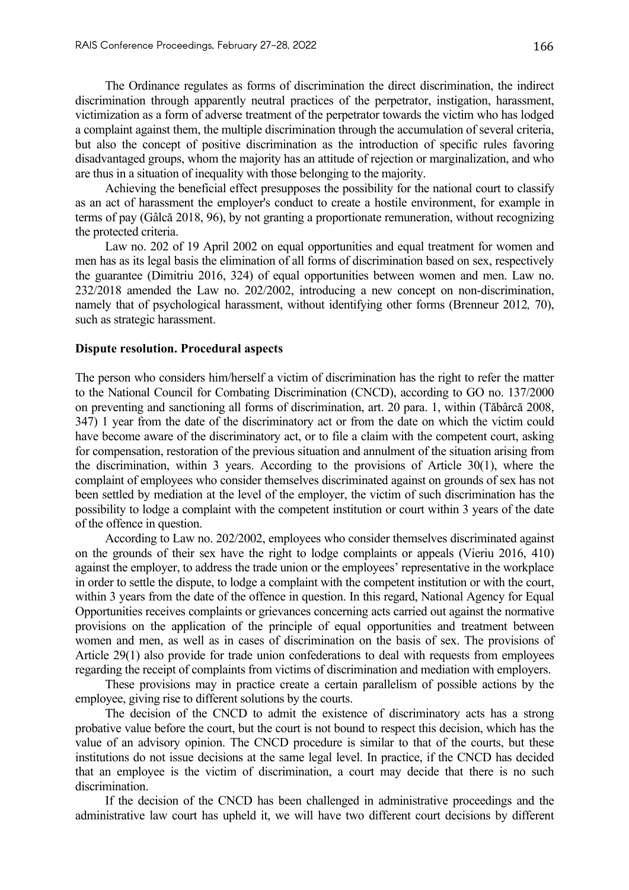The Ordinance regulates as forms of discrimination the direct discrimination, the indirect discrimination through apparently neutral practices of the perpetrator, instigation, harassment, victimization as a form of adverse treatment of the perpetrator towards the victim who has lodged a complaint against them, the multiple discrimination through the accumulation of several criteria, but also the concept of positive discrimination as the introduction of specific rules favoring disadvantaged groups, whom the majority has an attitude of rejection or marginalization, and who are thus in a situation of inequality with those belonging to the majority.

Achieving the beneficial effect presupposes the possibility for the national court to classify as an act of harassment the employer's conduct to create a hostile environment, for example in terms of pay (Gâlcă 2018, 96), by not granting a proportionate remuneration, without recognizing the protected criteria.

Law no. 202 of 19 April 2002 on equal opportunities and equal treatment for women and men has as its legal basis the elimination of all forms of discrimination based on sex, respectively the guarantee (Dimitriu 2016, 324) of equal opportunities between women and men. Law no. 232/2018 amended the Law no. 202/2002, introducing a new concept on non-discrimination, namely that of psychological harassment, without identifying other forms (Brenneur 2012*,* 70), such as strategic harassment.

**Dispute resolution. Procedural aspects**

The person who considers him/herself a victim of discrimination has the right to refer the matter to the National Council for Combating Discrimination (CNCD), according to GO no. 137/2000 on preventing and sanctioning all forms of discrimination, art. 20 para. 1, within (Tăbârcă 2008, 347) 1 year from the date of the discriminatory act or from the date on which the victim could have become aware of the discriminatory act, or to file a claim with the competent court, asking for compensation, restoration of the previous situation and annulment of the situation arising from the discrimination, within 3 years. According to the provisions of Article 30(1), where the complaint of employees who consider themselves discriminated against on grounds of sex has not been settled by mediation at the level of the employer, the victim of such discrimination has the possibility to lodge a complaint with the competent institution or court within 3 years of the date of the offence in question.

According to Law no. 202/2002, employees who consider themselves discriminated against on the grounds of their sex have the right to lodge complaints or appeals (Vieriu 2016, 410) against the employer, to address the trade union or the employees' representative in the workplace in order to settle the dispute, to lodge a complaint with the competent institution or with the court, within 3 years from the date of the offence in question. In this regard, National Agency for Equal Opportunities receives complaints or grievances concerning acts carried out against the normative provisions on the application of the principle of equal opportunities and treatment between women and men, as well as in cases of discrimination on the basis of sex. The provisions of Article 29(1) also provide for trade union confederations to deal with requests from employees regarding the receipt of complaints from victims of discrimination and mediation with employers.

These provisions may in practice create a certain parallelism of possible actions by the employee, giving rise to different solutions by the courts.

The decision of the CNCD to admit the existence of discriminatory acts has a strong probative value before the court, but the court is not bound to respect this decision, which has the value of an advisory opinion. The CNCD procedure is similar to that of the courts, but these institutions do not issue decisions at the same legal level. In practice, if the CNCD has decided that an employee is the victim of discrimination, a court may decide that there is no such discrimination.

If the decision of the CNCD has been challenged in administrative proceedings and the administrative law court has upheld it, we will have two different court decisions by different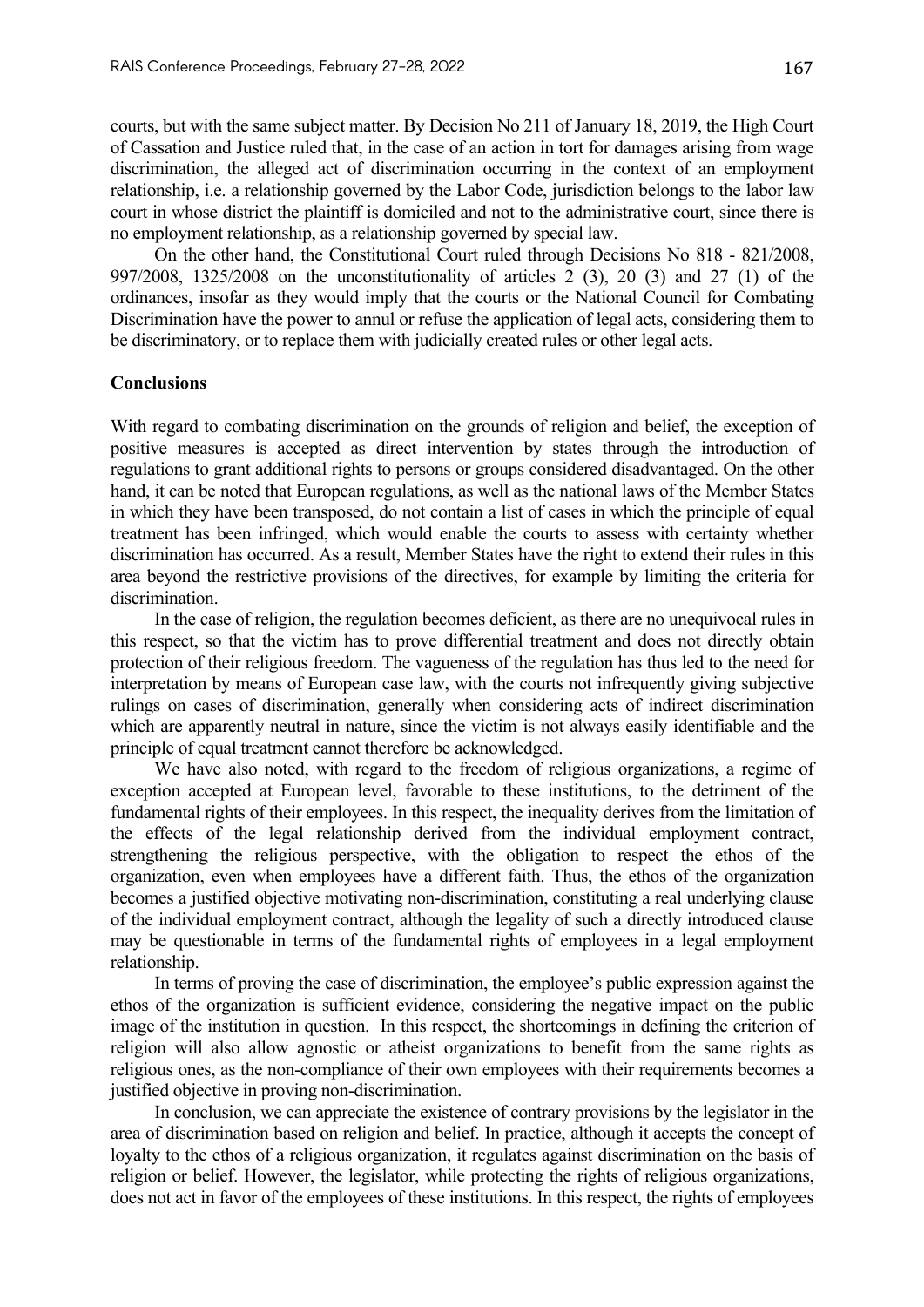courts, but with the same subject matter. By Decision No 211 of January 18, 2019, the High Court of Cassation and Justice ruled that, in the case of an action in tort for damages arising from wage discrimination, the alleged act of discrimination occurring in the context of an employment relationship, i.e. a relationship governed by the Labor Code, jurisdiction belongs to the labor law court in whose district the plaintiff is domiciled and not to the administrative court, since there is no employment relationship, as a relationship governed by special law.

On the other hand, the Constitutional Court ruled through Decisions No 818 - 821/2008, 997/2008, 1325/2008 on the unconstitutionality of articles 2 (3), 20 (3) and 27 (1) of the ordinances, insofar as they would imply that the courts or the National Council for Combating Discrimination have the power to annul or refuse the application of legal acts, considering them to be discriminatory, or to replace them with judicially created rules or other legal acts.

## Conclusions

With regard to combating discrimination on the grounds of religion and belief, the exception of positive measures is accepted as direct intervention by states through the introduction of regulations to grant additional rights to persons or groups considered disadvantaged. On the other hand, it can be noted that European regulations, as well as the national laws of the Member States in which they have been transposed, do not contain a list of cases in which the principle of equal treatment has been infringed, which would enable the courts to assess with certainty whether discrimination has occurred. As a result, Member States have the right to extend their rules in this area beyond the restrictive provisions of the directives, for example by limiting the criteria for discrimination.

In the case of religion, the regulation becomes deficient, as there are no unequivocal rules in this respect, so that the victim has to prove differential treatment and does not directly obtain protection of their religious freedom. The vagueness of the regulation has thus led to the need for interpretation by means of European case law, with the courts not infrequently giving subjective rulings on cases of discrimination, generally when considering acts of indirect discrimination which are apparently neutral in nature, since the victim is not always easily identifiable and the principle of equal treatment cannot therefore be acknowledged.

We have also noted, with regard to the freedom of religious organizations, a regime of exception accepted at European level, favorable to these institutions, to the detriment of the fundamental rights of their employees. In this respect, the inequality derives from the limitation of the effects of the legal relationship derived from the individual employment contract, strengthening the religious perspective, with the obligation to respect the ethos of the organization, even when employees have a different faith. Thus, the ethos of the organization becomes a justified objective motivating non-discrimination, constituting a real underlying clause of the individual employment contract, although the legality of such a directly introduced clause may be questionable in terms of the fundamental rights of employees in a legal employment relationship.

In terms of proving the case of discrimination, the employee's public expression against the ethos of the organization is sufficient evidence, considering the negative impact on the public image of the institution in question. In this respect, the shortcomings in defining the criterion of religion will also allow agnostic or atheist organizations to benefit from the same rights as religious ones, as the non-compliance of their own employees with their requirements becomes a justified objective in proving non-discrimination.

In conclusion, we can appreciate the existence of contrary provisions by the legislator in the area of discrimination based on religion and belief. In practice, although it accepts the concept of loyalty to the ethos of a religious organization, it regulates against discrimination on the basis of religion or belief. However, the legislator, while protecting the rights of religious organizations, does not act in favor of the employees of these institutions. In this respect, the rights of employees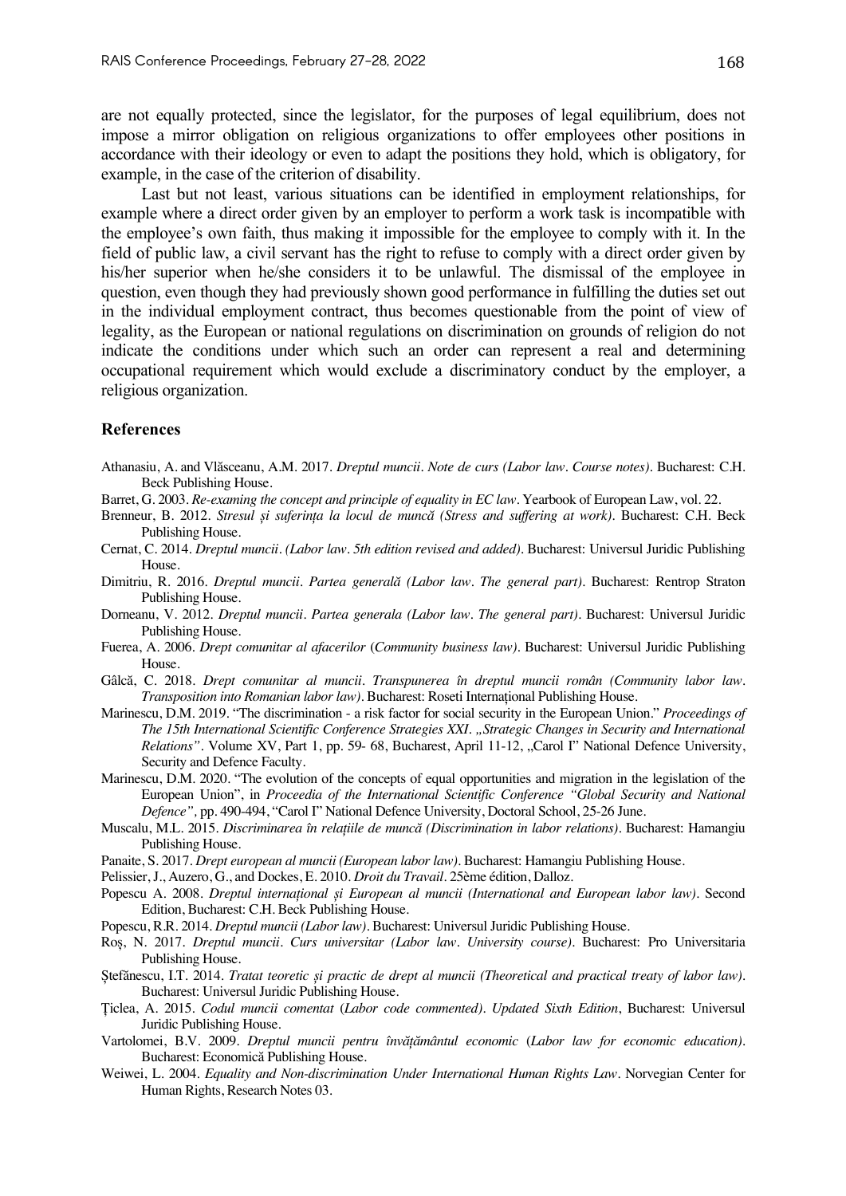are not equally protected, since the legislator, for the purposes of legal equilibrium, does not impose a mirror obligation on religious organizations to offer employees other positions in accordance with their ideology or even to adapt the positions they hold, which is obligatory, for example, in the case of the criterion of disability.

Last but not least, various situations can be identified in employment relationships, for example where a direct order given by an employer to perform a work task is incompatible with the employee's own faith, thus making it impossible for the employee to comply with it. In the field of public law, a civil servant has the right to refuse to comply with a direct order given by his/her superior when he/she considers it to be unlawful. The dismissal of the employee in question, even though they had previously shown good performance in fulfilling the duties set out in the individual employment contract, thus becomes questionable from the point of view of legality, as the European or national regulations on discrimination on grounds of religion do not indicate the conditions under which such an order can represent a real and determining occupational requirement which would exclude a discriminatory conduct by the employer, a religious organization.

## References

Athanasiu, A. and Vlăsceanu, A.M. 2017. *Dreptul muncii. Note de curs (Labor law. Course notes)*. Bucharest: C.H. Beck Publishing House.

Barret, G. 2003. *Re-examing the concept and principle of equality in EC law*. Yearbook of European Law, vol. 22.

Brenneur, B. 2012. *Stresul și suferința la locul de muncă (Stress and suffering at work)*. Bucharest: C.H. Beck Publishing House.

Cernat, C. 2014. *Dreptul muncii. (Labor law. 5th edition revised and added)*. Bucharest: Universul Juridic Publishing House.

Dimitriu, R. 2016. *Dreptul muncii. Partea generală (Labor law. The general part)*. Bucharest: Rentrop Straton Publishing House.

Dorneanu, V. 2012. *Dreptul muncii. Partea generala (Labor law. The general part)*. Bucharest: Universul Juridic Publishing House.

Fuerea, A. 2006. *Drept comunitar al afacerilor* (*Community business law)*. Bucharest: Universul Juridic Publishing House.

Gâlcă, C. 2018. *Drept comunitar al muncii. Transpunerea în dreptul muncii român (Community labor law. Transposition into Romanian labor law)*. Bucharest: Roseti Internațional Publishing House.

Marinescu, D.M. 2019. "The discrimination - a risk factor for social security in the European Union." *Proceedings of The 15th International Scientific Conference Strategies XXI. „Strategic Changes in Security and International Relations"*. Volume XV, Part 1, pp. 59- 68, Bucharest, April 11-12, „Carol I" National Defence University, Security and Defence Faculty.

Marinescu, D.M. 2020. "The evolution of the concepts of equal opportunities and migration in the legislation of the European Union", in *Proceedia of the International Scientific Conference "Global Security and National Defence"*, pp. 490-494, "Carol I" National Defence University, Doctoral School, 25-26 June.

Muscalu, M.L. 2015. *Discriminarea în relațiile de muncă (Discrimination in labor relations)*. Bucharest: Hamangiu Publishing House.

Panaite, S. 2017. *Drept european al muncii (European labor law)*. Bucharest: Hamangiu Publishing House.

Pelissier, J., Auzero, G., and Dockes, E. 2010. *Droit du Travail*. 25ème édition, Dalloz.

Popescu A. 2008. *Dreptul internațional și European al muncii (International and European labor law)*. Second Edition, Bucharest: C.H. Beck Publishing House.

Popescu, R.R. 2014. *Dreptul muncii (Labor law)*. Bucharest: Universul Juridic Publishing House.

Roș, N. 2017. *Dreptul muncii. Curs universitar (Labor law. University course)*. Bucharest: Pro Universitaria Publishing House.

Ștefănescu, I.T. 2014. *Tratat teoretic și practic de drept al muncii (Theoretical and practical treaty of labor law)*. Bucharest: Universul Juridic Publishing House.

Țiclea, A. 2015. *Codul muncii comentat* (*Labor code commented). Updated Sixth Edition*, Bucharest: Universul Juridic Publishing House.

Vartolomei, B.V. 2009. *Dreptul muncii pentru învățământul economic* (*Labor law for economic education)*. Bucharest: Economică Publishing House.

Weiwei, L. 2004. *Equality and Non-discrimination Under International Human Rights Law*. Norvegian Center for Human Rights, Research Notes 03.